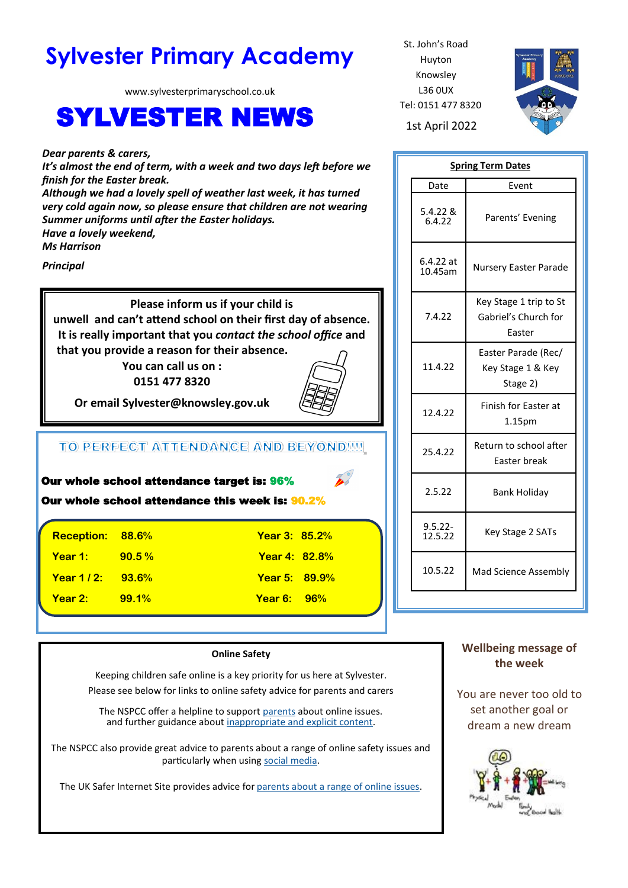# Sylvester Primary Academy

www.sylvesterprimaryschool.co.uk

# SYLVESTER NEWS

St. John's Road
Huyton
Knowsley
L36 0UX
Tel: 0151 477 8320

1st April 2022

***Dear parents & carers,***
***It's almost the end of term, with a week and two days left before we finish for the Easter break.***
***Although we had a lovely spell of weather last week, it has turned very cold again now, so please ensure that children are not wearing Summer uniforms until after the Easter holidays.***
***Have a lovely weekend,***
***Ms Harrison***

***Principal***

**Please inform us if your child is unwell and can't attend school on their first day of absence. It is really important that you *contact the school office* and that you provide a reason for their absence.**
**You can call us on :**
**0151 477 8320**

**Or email Sylvester@knowsley.gov.uk**

## TO PERFECT ATTENDANCE AND BEYOND!!!!

**Our whole school attendance target is: 96%**

**Our whole school attendance this week is: 90.2%**

| | | | |
|---|---|---|---|
| **Reception:** | **88.6%** | **Year 3:** | **85.2%** |
| **Year 1:** | **90.5 %** | **Year 4:** | **82.8%** |
| **Year 1 / 2:** | **93.6%** | **Year 5:** | **89.9%** |
| **Year 2:** | **99.1%** | **Year 6:** | **96%** |

## Spring Term Dates

| Date | Event |
|---|---|
| 5.4.22 & 6.4.22 | Parents' Evening |
| 6.4.22 at 10.45am | Nursery Easter Parade |
| 7.4.22 | Key Stage 1 trip to St Gabriel's Church for Easter |
| 11.4.22 | Easter Parade (Rec/ Key Stage 1 & Key Stage 2) |
| 12.4.22 | Finish for Easter at 1.15pm |
| 25.4.22 | Return to school after Easter break |
| 2.5.22 | Bank Holiday |
| 9.5.22-12.5.22 | Key Stage 2 SATs |
| 10.5.22 | Mad Science Assembly |

### Online Safety

Keeping children safe online is a key priority for us here at Sylvester.
Please see below for links to online safety advice for parents and carers

The NSPCC offer a helpline to support parents about online issues.
and further guidance about inappropriate and explicit content.

The NSPCC also provide great advice to parents about a range of online safety issues and particularly when using social media.

The UK Safer Internet Site provides advice for parents about a range of online issues.

### Wellbeing message of the week

You are never too old to set another goal or dream a new dream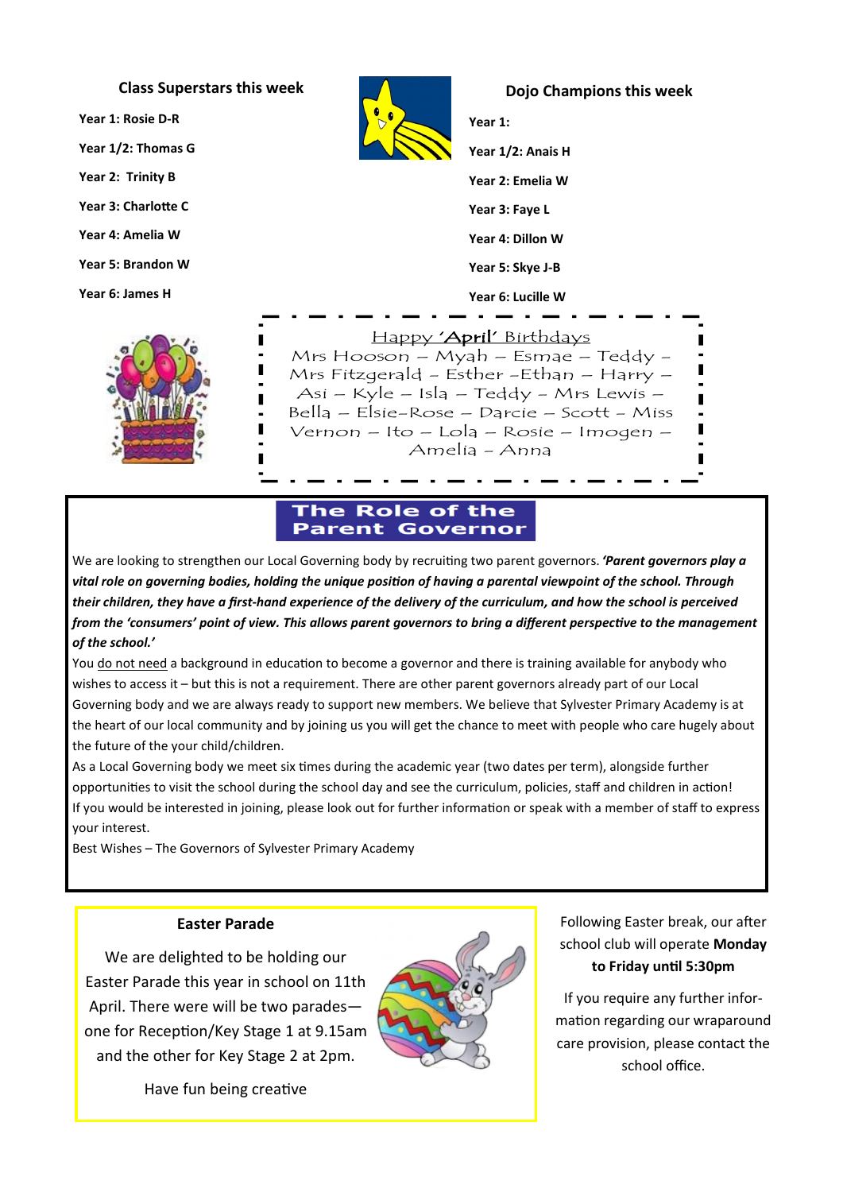## Class Superstars this week

**Year 1: Rosie D-R**

**Year 1/2: Thomas G**

**Year 2: Trinity B**

**Year 3: Charlotte C**

**Year 4: Amelia W**

**Year 5: Brandon W**

**Year 6: James H**

## Dojo Champions this week

**Year 1:**

**Year 1/2: Anais H**

**Year 2: Emelia W**

**Year 3: Faye L**

**Year 4: Dillon W**

**Year 5: Skye J-B**

**Year 6: Lucille W**

## Happy '**April**' Birthdays

Mrs Hooson – Myah – Esmae – Teddy – Mrs Fitzgerald – Esther –Ethan – Harry – Asi – Kyle – Isla – Teddy – Mrs Lewis – Bella – Elsie-Rose – Darcie – Scott – Miss Vernon – Ito – Lola – Rosie – Imogen – Amelia – Anna

## The Role of the Parent Governor

We are looking to strengthen our Local Governing body by recruiting two parent governors. ***'Parent governors play a vital role on governing bodies, holding the unique position of having a parental viewpoint of the school. Through their children, they have a first-hand experience of the delivery of the curriculum, and how the school is perceived from the 'consumers' point of view. This allows parent governors to bring a different perspective to the management of the school.'***

You do not need a background in education to become a governor and there is training available for anybody who wishes to access it – but this is not a requirement. There are other parent governors already part of our Local Governing body and we are always ready to support new members. We believe that Sylvester Primary Academy is at the heart of our local community and by joining us you will get the chance to meet with people who care hugely about the future of the your child/children.

As a Local Governing body we meet six times during the academic year (two dates per term), alongside further opportunities to visit the school during the school day and see the curriculum, policies, staff and children in action!

If you would be interested in joining, please look out for further information or speak with a member of staff to express your interest.

Best Wishes – The Governors of Sylvester Primary Academy

## Easter Parade

We are delighted to be holding our Easter Parade this year in school on 11th April. There were will be two parades—one for Reception/Key Stage 1 at 9.15am and the other for Key Stage 2 at 2pm.

Have fun being creative

Following Easter break, our after school club will operate **Monday to Friday until 5:30pm**

If you require any further information regarding our wraparound care provision, please contact the school office.